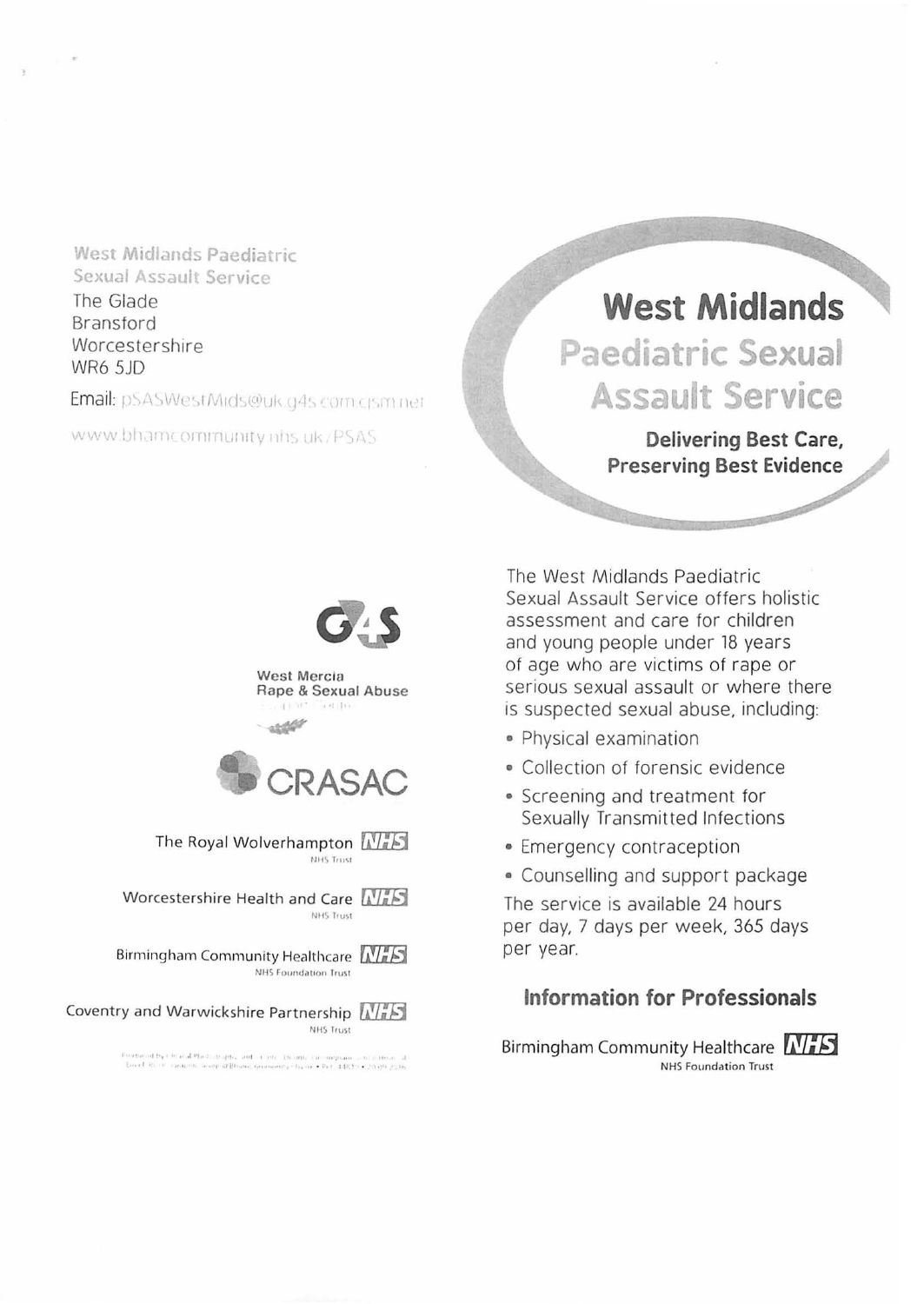West Midlands Paediatric Sexual Assault Service
The Glade
Bransford
Worcestershire
WR6 5JD

Email: pSASWestMids@uk.g4s.com.cjsm.net

www.bhamcommunity.nhs.uk/PSAS

G4S

West Mercia Rape & Sexual Abuse Support Centre

CRASAC

The Royal Wolverhampton NHS Trust

Worcestershire Health and Care NHS Trust

Birmingham Community Healthcare NHS Foundation Trust

Coventry and Warwickshire Partnership NHS Trust

# West Midlands Paediatric Sexual Assault Service

**Delivering Best Care, Preserving Best Evidence**

The West Midlands Paediatric Sexual Assault Service offers holistic assessment and care for children and young people under 18 years of age who are victims of rape or serious sexual assault or where there is suspected sexual abuse, including:

- Physical examination
- Collection of forensic evidence
- Screening and treatment for Sexually Transmitted Infections
- Emergency contraception
- Counselling and support package

The service is available 24 hours per day, 7 days per week, 365 days per year.

## Information for Professionals

Birmingham Community Healthcare NHS Foundation Trust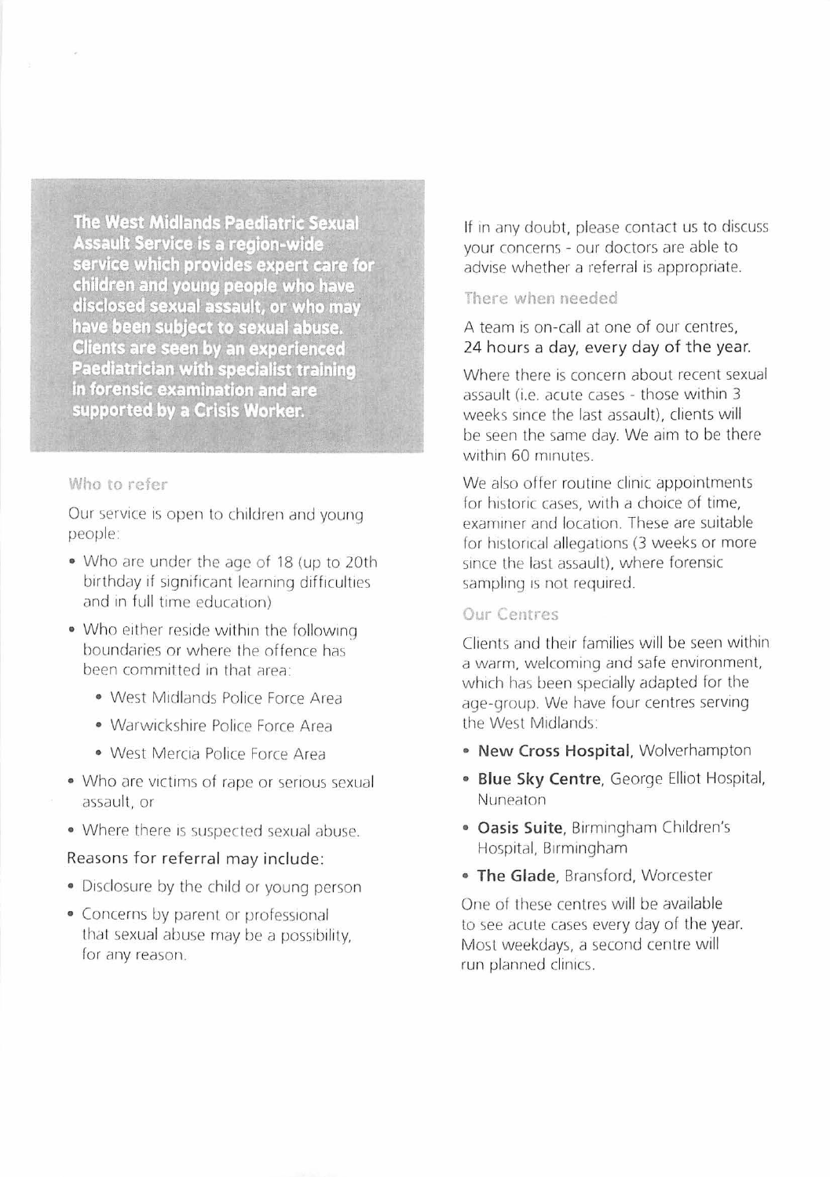**The West Midlands Paediatric Sexual Assault Service is a region-wide service which provides expert care for children and young people who have disclosed sexual assault, or who may have been subject to sexual abuse. Clients are seen by an experienced Paediatrician with specialist training in forensic examination and are supported by a Crisis Worker.**

## Who to refer

Our service is open to children and young people:

- Who are under the age of 18 (up to 20th birthday if significant learning difficulties and in full time education)
- Who either reside within the following boundaries or where the offence has been committed in that area:
  - West Midlands Police Force Area
  - Warwickshire Police Force Area
  - West Mercia Police Force Area
- Who are victims of rape or serious sexual assault, or
- Where there is suspected sexual abuse.

Reasons for referral may include:

- Disclosure by the child or young person
- Concerns by parent or professional that sexual abuse may be a possibility, for any reason.

If in any doubt, please contact us to discuss your concerns - our doctors are able to advise whether a referral is appropriate.

## There when needed

A team is on-call at one of our centres, 24 hours a day, every day of the year.

Where there is concern about recent sexual assault (i.e. acute cases - those within 3 weeks since the last assault), clients will be seen the same day. We aim to be there within 60 minutes.

We also offer routine clinic appointments for historic cases, with a choice of time, examiner and location. These are suitable for historical allegations (3 weeks or more since the last assault), where forensic sampling is not required.

## Our Centres

Clients and their families will be seen within a warm, welcoming and safe environment, which has been specially adapted for the age-group. We have four centres serving the West Midlands:

- **New Cross Hospital**, Wolverhampton
- **Blue Sky Centre**, George Elliot Hospital, Nuneaton
- **Oasis Suite**, Birmingham Children's Hospital, Birmingham
- **The Glade**, Bransford, Worcester

One of these centres will be available to see acute cases every day of the year. Most weekdays, a second centre will run planned clinics.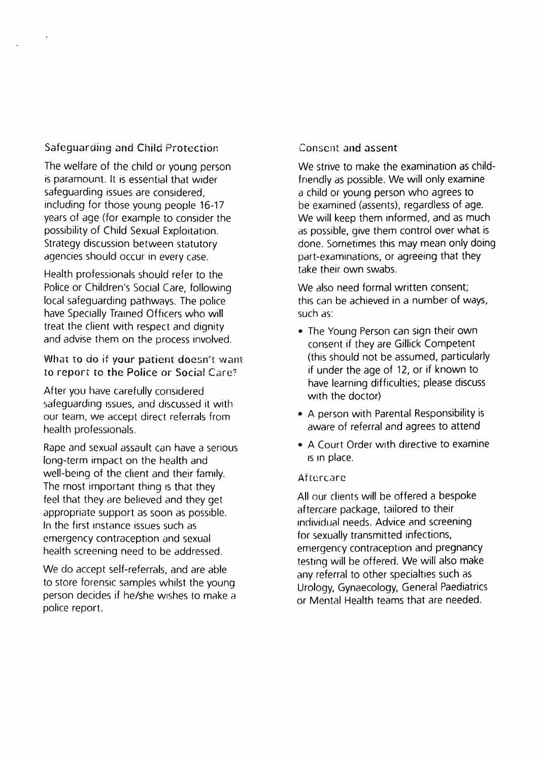## Safeguarding and Child Protection

The welfare of the child or young person is paramount. It is essential that wider safeguarding issues are considered, including for those young people 16-17 years of age (for example to consider the possibility of Child Sexual Exploitation. Strategy discussion between statutory agencies should occur in every case.

Health professionals should refer to the Police or Children's Social Care, following local safeguarding pathways. The police have Specially Trained Officers who will treat the client with respect and dignity and advise them on the process involved.

### What to do if your patient doesn't want to report to the Police or Social Care?

After you have carefully considered safeguarding issues, and discussed it with our team, we accept direct referrals from health professionals.

Rape and sexual assault can have a serious long-term impact on the health and well-being of the client and their family. The most important thing is that they feel that they are believed and they get appropriate support as soon as possible. In the first instance issues such as emergency contraception and sexual health screening need to be addressed.

We do accept self-referrals, and are able to store forensic samples whilst the young person decides if he/she wishes to make a police report.

## Consent and assent

We strive to make the examination as child-friendly as possible. We will only examine a child or young person who agrees to be examined (assents), regardless of age. We will keep them informed, and as much as possible, give them control over what is done. Sometimes this may mean only doing part-examinations, or agreeing that they take their own swabs.

We also need formal written consent; this can be achieved in a number of ways, such as:

- The Young Person can sign their own consent if they are Gillick Competent (this should not be assumed, particularly if under the age of 12, or if known to have learning difficulties; please discuss with the doctor)
- A person with Parental Responsibility is aware of referral and agrees to attend
- A Court Order with directive to examine is in place.

## Aftercare

All our clients will be offered a bespoke aftercare package, tailored to their individual needs. Advice and screening for sexually transmitted infections, emergency contraception and pregnancy testing will be offered. We will also make any referral to other specialties such as Urology, Gynaecology, General Paediatrics or Mental Health teams that are needed.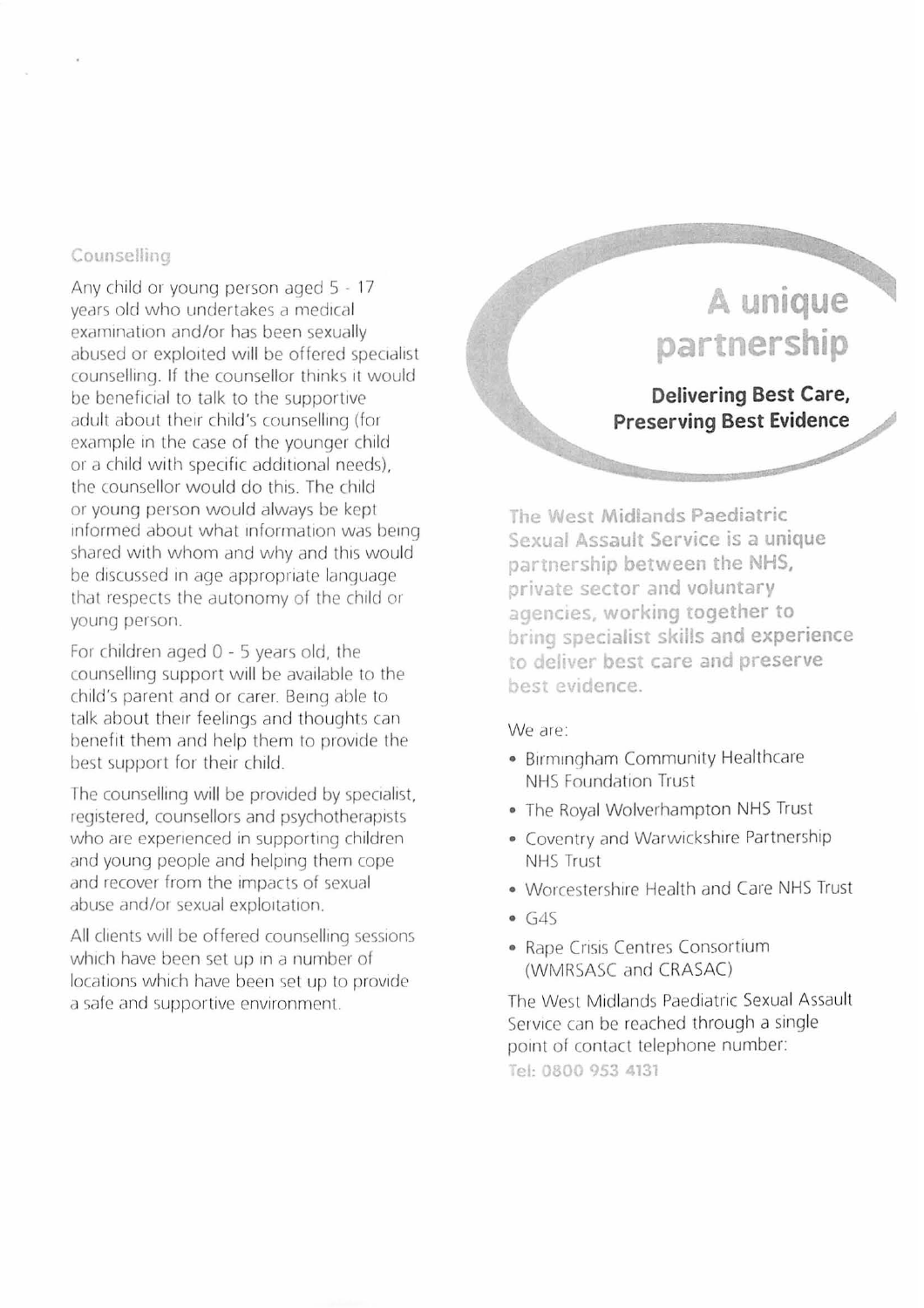## Counselling

Any child or young person aged 5 - 17 years old who undertakes a medical examination and/or has been sexually abused or exploited will be offered specialist counselling. If the counsellor thinks it would be beneficial to talk to the supportive adult about their child's counselling (for example in the case of the younger child or a child with specific additional needs), the counsellor would do this. The child or young person would always be kept informed about what information was being shared with whom and why and this would be discussed in age appropriate language that respects the autonomy of the child or young person.

For children aged 0 - 5 years old, the counselling support will be available to the child's parent and or carer. Being able to talk about their feelings and thoughts can benefit them and help them to provide the best support for their child.

The counselling will be provided by specialist, registered, counsellors and psychotherapists who are experienced in supporting children and young people and helping them cope and recover from the impacts of sexual abuse and/or sexual exploitation.

All clients will be offered counselling sessions which have been set up in a number of locations which have been set up to provide a safe and supportive environment.

# A unique partnership

**Delivering Best Care, Preserving Best Evidence**

**The West Midlands Paediatric Sexual Assault Service is a unique partnership between the NHS, private sector and voluntary agencies, working together to bring specialist skills and experience to deliver best care and preserve best evidence.**

We are:

- Birmingham Community Healthcare NHS Foundation Trust
- The Royal Wolverhampton NHS Trust
- Coventry and Warwickshire Partnership NHS Trust
- Worcestershire Health and Care NHS Trust
- G4S
- Rape Crisis Centres Consortium (WMRSASC and CRASAC)

The West Midlands Paediatric Sexual Assault Service can be reached through a single point of contact telephone number:

**Tel: 0800 953 4131**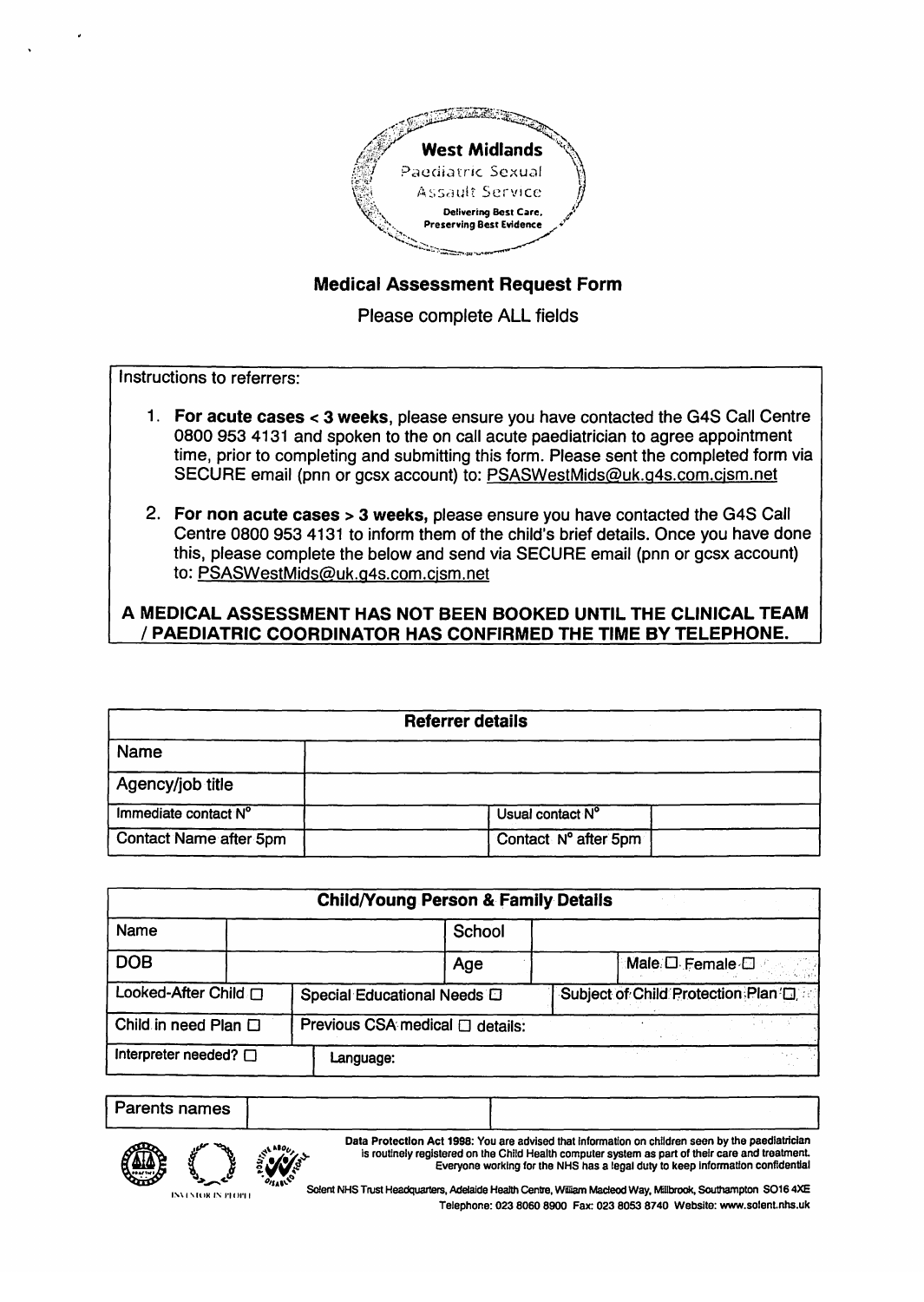West Midlands
Paediatric Sexual Assault Service
Delivering Best Care, Preserving Best Evidence

# Medical Assessment Request Form

Please complete ALL fields

Instructions to referrers:

1. **For acute cases < 3 weeks**, please ensure you have contacted the G4S Call Centre 0800 953 4131 and spoken to the on call acute paediatrician to agree appointment time, prior to completing and submitting this form. Please sent the completed form via SECURE email (pnn or gcsx account) to: PSASWestMids@uk.g4s.com.cjsm.net

2. **For non acute cases > 3 weeks,** please ensure you have contacted the G4S Call Centre 0800 953 4131 to inform them of the child's brief details. Once you have done this, please complete the below and send via SECURE email (pnn or gcsx account) to: PSASWestMids@uk.g4s.com.cjsm.net

**A MEDICAL ASSESSMENT HAS NOT BEEN BOOKED UNTIL THE CLINICAL TEAM / PAEDIATRIC COORDINATOR HAS CONFIRMED THE TIME BY TELEPHONE.**

| **Referrer details** | | | |
|---|---|---|---|
| Name | | | |
| Agency/job title | | | |
| Immediate contact N° | | Usual contact N° | |
| Contact Name after 5pm | | Contact N° after 5pm | |

| **Child/Young Person & Family Details** | | | | |
|---|---|---|---|---|
| Name | | School | | |
| DOB | | Age | | Male ☐ Female ☐ |
| Looked-After Child ☐ | Special Educational Needs ☐ | | Subject of Child Protection Plan ☐ | |
| Child in need Plan ☐ | Previous CSA medical ☐ details: | | | |
| Interpreter needed? ☐ | Language: | | | |

| Parents names | | |
|---|---|---|

Data Protection Act 1998: You are advised that information on children seen by the paediatrician is routinely registered on the Child Health computer system as part of their care and treatment. Everyone working for the NHS has a legal duty to keep information confidential

Solent NHS Trust Headquarters, Adelaide Health Centre, William Macleod Way, Millbrook, Southampton SO16 4XE
Telephone: 023 8060 8900 Fax: 023 8053 8740 Website: www.solent.nhs.uk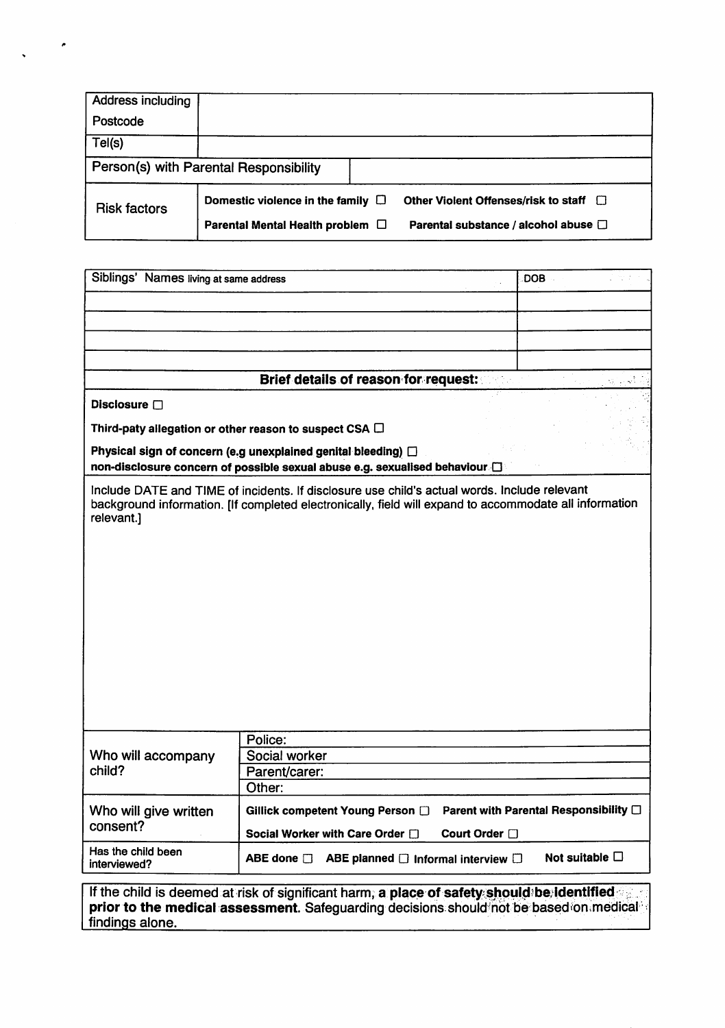| | |
|---|---|
| Address including Postcode | |
| Tel(s) | |

| | |
|---|---|
| Person(s) with Parental Responsibility | |

| | | |
|---|---|---|
| Risk factors | **Domestic violence in the family** ☐ | **Other Violent Offenses/risk to staff** ☐ |
| | **Parental Mental Health problem** ☐ | **Parental substance / alcohol abuse** ☐ |

| Siblings' Names living at same address | DOB |
|---|---|
| | |
| | |
| | |
| | |

**Brief details of reason for request:**

**Disclosure** ☐

**Third-paty allegation or other reason to suspect CSA** ☐

**Physical sign of concern (e.g unexplained genital bleeding)** ☐
**non-disclosure concern of possible sexual abuse e.g. sexualised behaviour** ☐

Include DATE and TIME of incidents. If disclosure use child's actual words. Include relevant background information. [If completed electronically, field will expand to accommodate all information relevant.]

| | |
|---|---|
| Who will accompany child? | Police: |
| | Social worker |
| | Parent/carer: |
| | Other: |
| Who will give written consent? | **Gillick competent Young Person** ☐ **Parent with Parental Responsibility** ☐ **Social Worker with Care Order** ☐ **Court Order** ☐ |
| Has the child been interviewed? | **ABE done** ☐ **ABE planned** ☐ **Informal interview** ☐ **Not suitable** ☐ |

If the child is deemed at risk of significant harm, **a place of safety should be identified prior to the medical assessment.** Safeguarding decisions should not be based on medical findings alone.